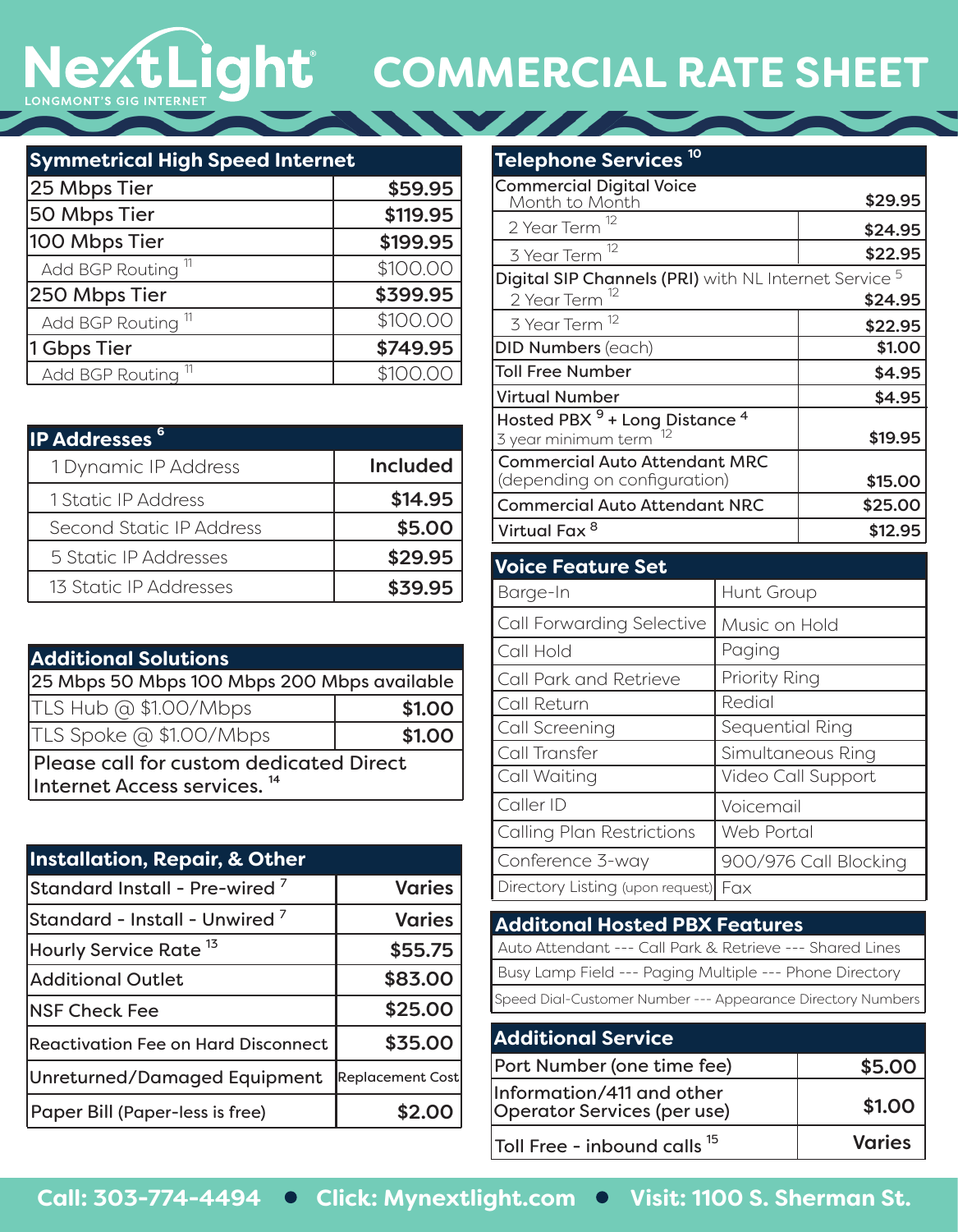# NextLight COMMERCIAL RATE SHEET

LONGMONT'S GIG INTERNET

## Symmetrical High Speed Internet

| Symmetrical High Speed Internet | |
|---|---|
| 25 Mbps Tier | $59.95 |
| 50 Mbps Tier | $119.95 |
| 100 Mbps Tier | $199.95 |
| Add BGP Routing [11] | $100.00 |
| 250 Mbps Tier | $399.95 |
| Add BGP Routing [11] | $100.00 |
| 1 Gbps Tier | $749.95 |
| Add BGP Routing [11] | $100.00 |

## IP Addresses [6]

| IP Addresses [6] | |
|---|---|
| 1 Dynamic IP Address | Included |
| 1 Static IP Address | $14.95 |
| Second Static IP Address | $5.00 |
| 5 Static IP Addresses | $29.95 |
| 13 Static IP Addresses | $39.95 |

## Additional Solutions

| Additional Solutions | |
|---|---|
| 25 Mbps 50 Mbps 100 Mbps 200 Mbps available | |
| TLS Hub @ $1.00/Mbps | $1.00 |
| TLS Spoke @ $1.00/Mbps | $1.00 |
| Please call for custom dedicated Direct Internet Access services. [14] | |

## Installation, Repair, & Other

| Installation, Repair, & Other | |
|---|---|
| Standard Install - Pre-wired [7] | Varies |
| Standard - Install - Unwired [7] | Varies |
| Hourly Service Rate [13] | $55.75 |
| Additional Outlet | $83.00 |
| NSF Check Fee | $25.00 |
| Reactivation Fee on Hard Disconnect | $35.00 |
| Unreturned/Damaged Equipment | Replacement Cost |
| Paper Bill (Paper-less is free) | $2.00 |

## Telephone Services [10]

| Telephone Services [10] | |
|---|---|
| Commercial Digital Voice<br>Month to Month | $29.95 |
| 2 Year Term [12] | $24.95 |
| 3 Year Term [12] | $22.95 |
| Digital SIP Channels (PRI) with NL Internet Service [5]<br>2 Year Term [12] | $24.95 |
| 3 Year Term [12] | $22.95 |
| DID Numbers (each) | $1.00 |
| Toll Free Number | $4.95 |
| Virtual Number | $4.95 |
| Hosted PBX [9] + Long Distance [4]<br>3 year minimum term [12] | $19.95 |
| Commercial Auto Attendant MRC<br>(depending on configuration) | $15.00 |
| Commercial Auto Attendant NRC | $25.00 |
| Virtual Fax [8] | $12.95 |

## Voice Feature Set

| Voice Feature Set | |
|---|---|
| Barge-In | Hunt Group |
| Call Forwarding Selective | Music on Hold |
| Call Hold | Paging |
| Call Park and Retrieve | Priority Ring |
| Call Return | Redial |
| Call Screening | Sequential Ring |
| Call Transfer | Simultaneous Ring |
| Call Waiting | Video Call Support |
| Caller ID | Voicemail |
| Calling Plan Restrictions | Web Portal |
| Conference 3-way | 900/976 Call Blocking |
| Directory Listing (upon request) | Fax |

## Additonal Hosted PBX Features

| Additonal Hosted PBX Features |
|---|
| Auto Attendant --- Call Park & Retrieve --- Shared Lines |
| Busy Lamp Field --- Paging Multiple --- Phone Directory |
| Speed Dial-Customer Number --- Appearance Directory Numbers |

## Additional Service

| Additional Service | |
|---|---|
| Port Number (one time fee) | $5.00 |
| Information/411 and other Operator Services (per use) | $1.00 |
| Toll Free - inbound calls [15] | Varies |

**Call: 303-774-4494 • Click: Mynextlight.com • Visit: 1100 S. Sherman St.**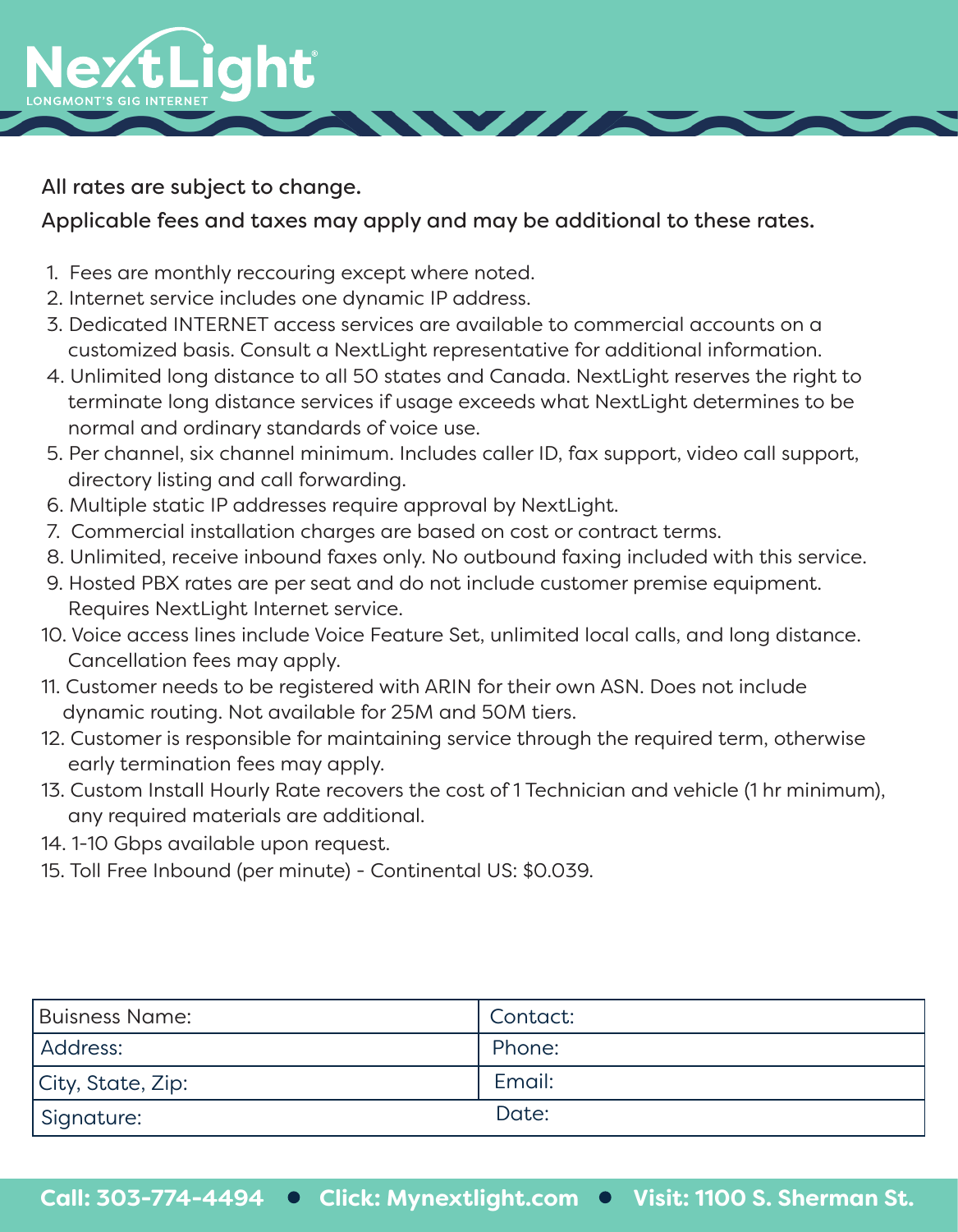# NextLight

LONGMONT'S GIG INTERNET

All rates are subject to change.

Applicable fees and taxes may apply and may be additional to these rates.

1. Fees are monthly reccouring except where noted.
2. Internet service includes one dynamic IP address.
3. Dedicated INTERNET access services are available to commercial accounts on a customized basis. Consult a NextLight representative for additional information.
4. Unlimited long distance to all 50 states and Canada. NextLight reserves the right to terminate long distance services if usage exceeds what NextLight determines to be normal and ordinary standards of voice use.
5. Per channel, six channel minimum. Includes caller ID, fax support, video call support, directory listing and call forwarding.
6. Multiple static IP addresses require approval by NextLight.
7. Commercial installation charges are based on cost or contract terms.
8. Unlimited, receive inbound faxes only. No outbound faxing included with this service.
9. Hosted PBX rates are per seat and do not include customer premise equipment. Requires NextLight Internet service.
10. Voice access lines include Voice Feature Set, unlimited local calls, and long distance. Cancellation fees may apply.
11. Customer needs to be registered with ARIN for their own ASN. Does not include dynamic routing. Not available for 25M and 50M tiers.
12. Customer is responsible for maintaining service through the required term, otherwise early termination fees may apply.
13. Custom Install Hourly Rate recovers the cost of 1 Technician and vehicle (1 hr minimum), any required materials are additional.
14. 1-10 Gbps available upon request.
15. Toll Free Inbound (per minute) - Continental US: $0.039.

| | |
|---|---|
| Buisness Name: | Contact: |
| Address: | Phone: |
| City, State, Zip: | Email: |
| Signature: | Date: |

**Call: 303-774-4494 • Click: Mynextlight.com • Visit: 1100 S. Sherman St.**